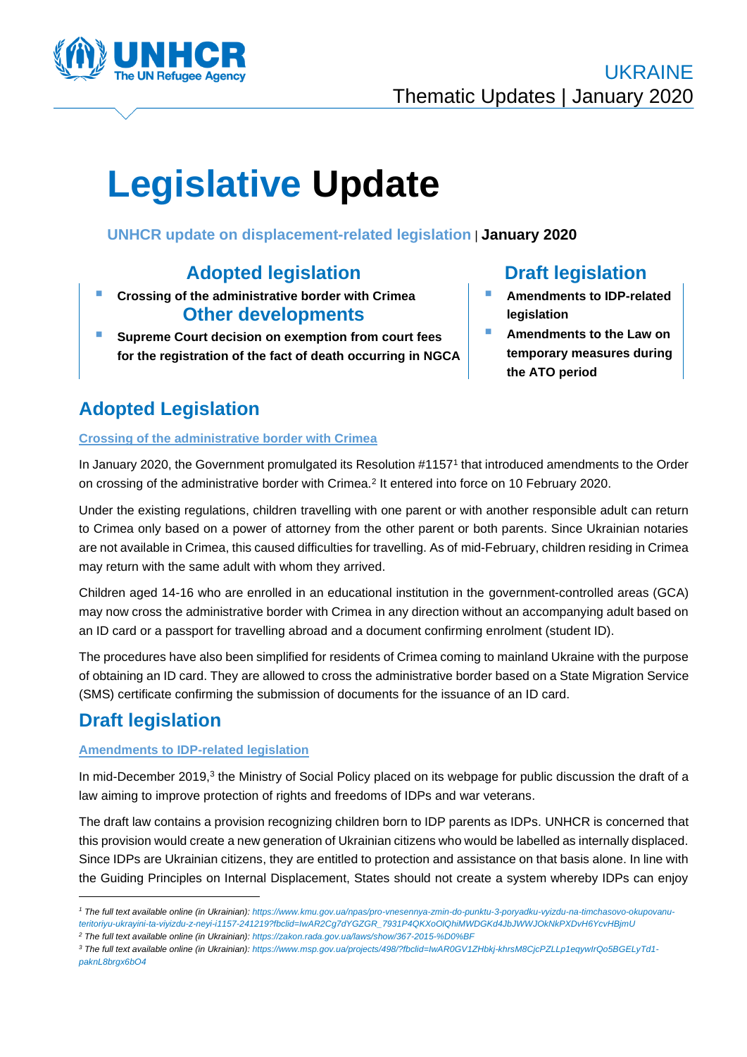UKRAINE
Thematic Updates | January 2020

# Legislative Update

**UNHCR update on displacement-related legislation** | **January 2020**

**Adopted legislation**

- **Crossing of the administrative border with Crimea**

**Other developments**

- **Supreme Court decision on exemption from court fees for the registration of the fact of death occurring in NGCA**

**Draft legislation**

- **Amendments to IDP-related legislation**
- **Amendments to the Law on temporary measures during the ATO period**

## Adopted Legislation

### Crossing of the administrative border with Crimea

In January 2020, the Government promulgated its Resolution #1157[1] that introduced amendments to the Order on crossing of the administrative border with Crimea.[2] It entered into force on 10 February 2020.

Under the existing regulations, children travelling with one parent or with another responsible adult can return to Crimea only based on a power of attorney from the other parent or both parents. Since Ukrainian notaries are not available in Crimea, this caused difficulties for travelling. As of mid-February, children residing in Crimea may return with the same adult with whom they arrived.

Children aged 14-16 who are enrolled in an educational institution in the government-controlled areas (GCA) may now cross the administrative border with Crimea in any direction without an accompanying adult based on an ID card or a passport for travelling abroad and a document confirming enrolment (student ID).

The procedures have also been simplified for residents of Crimea coming to mainland Ukraine with the purpose of obtaining an ID card. They are allowed to cross the administrative border based on a State Migration Service (SMS) certificate confirming the submission of documents for the issuance of an ID card.

## Draft legislation

### Amendments to IDP-related legislation

In mid-December 2019,[3] the Ministry of Social Policy placed on its webpage for public discussion the draft of a law aiming to improve protection of rights and freedoms of IDPs and war veterans.

The draft law contains a provision recognizing children born to IDP parents as IDPs. UNHCR is concerned that this provision would create a new generation of Ukrainian citizens who would be labelled as internally displaced. Since IDPs are Ukrainian citizens, they are entitled to protection and assistance on that basis alone. In line with the Guiding Principles on Internal Displacement, States should not create a system whereby IDPs can enjoy

---

[1] *The full text available online (in Ukrainian): https://www.kmu.gov.ua/npas/pro-vnesennya-zmin-do-punktu-3-poryadku-vyizdu-na-timchasovo-okupovanu-teritoriyu-ukrayini-ta-viyizdu-z-neyi-i1157-241219?fbclid=IwAR2Cg7dYGZGR_7931P4QKXoOIQhiMWDGKd4JbJWWJOkNkPXDvH6YcvHBjmU*

[2] *The full text available online (in Ukrainian): https://zakon.rada.gov.ua/laws/show/367-2015-%D0%BF*

[3] *The full text available online (in Ukrainian): https://www.msp.gov.ua/projects/498/?fbclid=IwAR0GV1ZHbkj-khrsM8CjcPZLLp1eqywIrQo5BGELyTd1-paknL8brgx6bO4*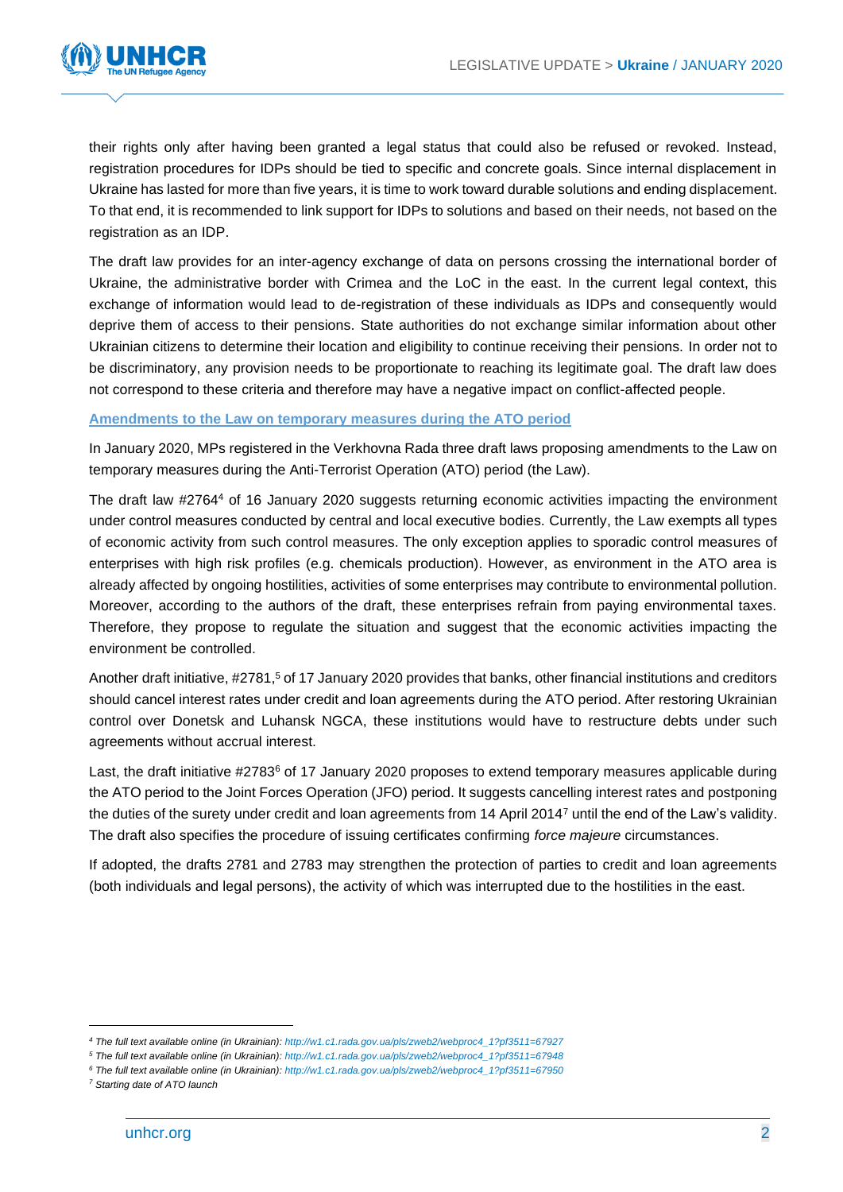their rights only after having been granted a legal status that could also be refused or revoked. Instead, registration procedures for IDPs should be tied to specific and concrete goals. Since internal displacement in Ukraine has lasted for more than five years, it is time to work toward durable solutions and ending displacement. To that end, it is recommended to link support for IDPs to solutions and based on their needs, not based on the registration as an IDP.

The draft law provides for an inter-agency exchange of data on persons crossing the international border of Ukraine, the administrative border with Crimea and the LoC in the east. In the current legal context, this exchange of information would lead to de-registration of these individuals as IDPs and consequently would deprive them of access to their pensions. State authorities do not exchange similar information about other Ukrainian citizens to determine their location and eligibility to continue receiving their pensions. In order not to be discriminatory, any provision needs to be proportionate to reaching its legitimate goal. The draft law does not correspond to these criteria and therefore may have a negative impact on conflict-affected people.

**Amendments to the Law on temporary measures during the ATO period**

In January 2020, MPs registered in the Verkhovna Rada three draft laws proposing amendments to the Law on temporary measures during the Anti-Terrorist Operation (ATO) period (the Law).

The draft law #2764[4] of 16 January 2020 suggests returning economic activities impacting the environment under control measures conducted by central and local executive bodies. Currently, the Law exempts all types of economic activity from such control measures. The only exception applies to sporadic control measures of enterprises with high risk profiles (e.g. chemicals production). However, as environment in the ATO area is already affected by ongoing hostilities, activities of some enterprises may contribute to environmental pollution. Moreover, according to the authors of the draft, these enterprises refrain from paying environmental taxes. Therefore, they propose to regulate the situation and suggest that the economic activities impacting the environment be controlled.

Another draft initiative, #2781,[5] of 17 January 2020 provides that banks, other financial institutions and creditors should cancel interest rates under credit and loan agreements during the ATO period. After restoring Ukrainian control over Donetsk and Luhansk NGCA, these institutions would have to restructure debts under such agreements without accrual interest.

Last, the draft initiative #2783[6] of 17 January 2020 proposes to extend temporary measures applicable during the ATO period to the Joint Forces Operation (JFO) period. It suggests cancelling interest rates and postponing the duties of the surety under credit and loan agreements from 14 April 2014[7] until the end of the Law's validity. The draft also specifies the procedure of issuing certificates confirming *force majeure* circumstances.

If adopted, the drafts 2781 and 2783 may strengthen the protection of parties to credit and loan agreements (both individuals and legal persons), the activity of which was interrupted due to the hostilities in the east.

---

[4] *The full text available online (in Ukrainian): http://w1.c1.rada.gov.ua/pls/zweb2/webproc4_1?pf3511=67927*

[5] *The full text available online (in Ukrainian): http://w1.c1.rada.gov.ua/pls/zweb2/webproc4_1?pf3511=67948*

[6] *The full text available online (in Ukrainian): http://w1.c1.rada.gov.ua/pls/zweb2/webproc4_1?pf3511=67950*

[7] *Starting date of ATO launch*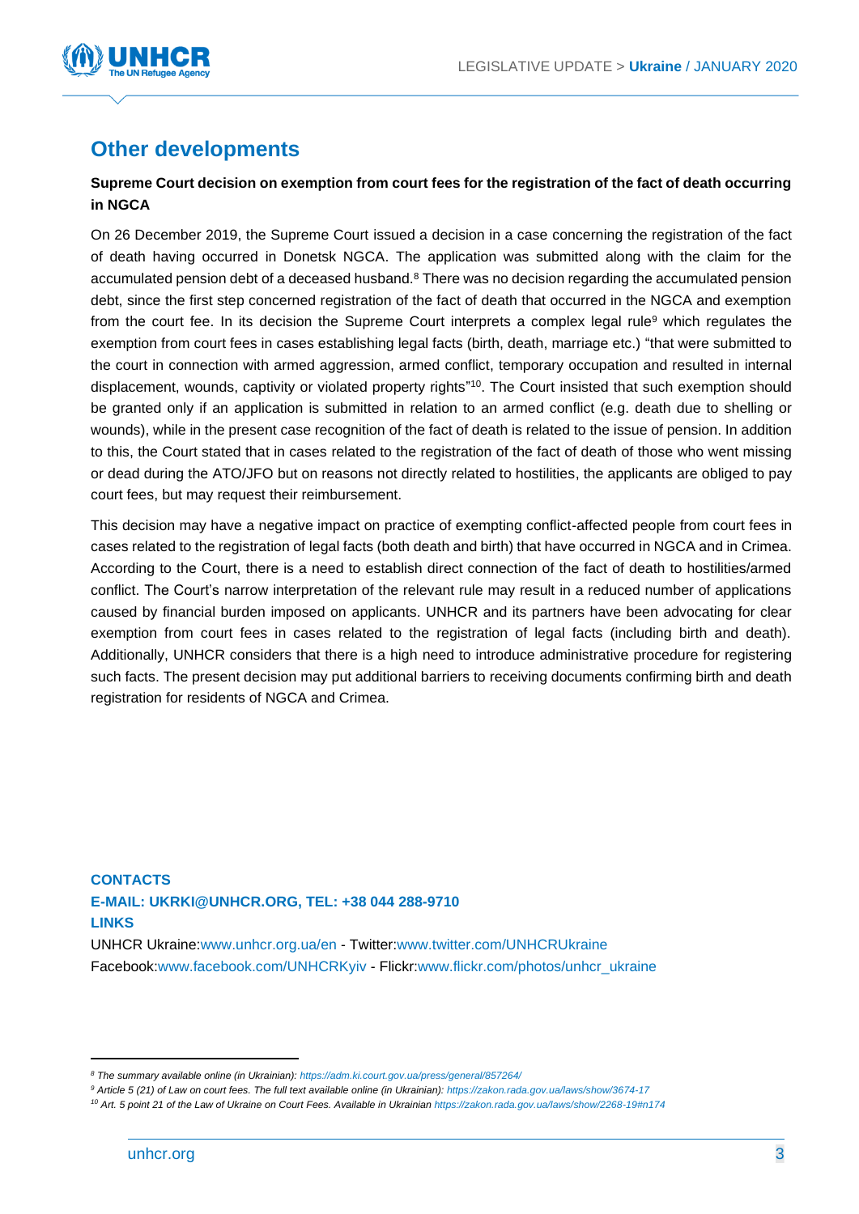## Other developments

**Supreme Court decision on exemption from court fees for the registration of the fact of death occurring in NGCA**

On 26 December 2019, the Supreme Court issued a decision in a case concerning the registration of the fact of death having occurred in Donetsk NGCA. The application was submitted along with the claim for the accumulated pension debt of a deceased husband.[8] There was no decision regarding the accumulated pension debt, since the first step concerned registration of the fact of death that occurred in the NGCA and exemption from the court fee. In its decision the Supreme Court interprets a complex legal rule[9] which regulates the exemption from court fees in cases establishing legal facts (birth, death, marriage etc.) "that were submitted to the court in connection with armed aggression, armed conflict, temporary occupation and resulted in internal displacement, wounds, captivity or violated property rights"[10]. The Court insisted that such exemption should be granted only if an application is submitted in relation to an armed conflict (e.g. death due to shelling or wounds), while in the present case recognition of the fact of death is related to the issue of pension. In addition to this, the Court stated that in cases related to the registration of the fact of death of those who went missing or dead during the ATO/JFO but on reasons not directly related to hostilities, the applicants are obliged to pay court fees, but may request their reimbursement.

This decision may have a negative impact on practice of exempting conflict-affected people from court fees in cases related to the registration of legal facts (both death and birth) that have occurred in NGCA and in Crimea. According to the Court, there is a need to establish direct connection of the fact of death to hostilities/armed conflict. The Court's narrow interpretation of the relevant rule may result in a reduced number of applications caused by financial burden imposed on applicants. UNHCR and its partners have been advocating for clear exemption from court fees in cases related to the registration of legal facts (including birth and death). Additionally, UNHCR considers that there is a high need to introduce administrative procedure for registering such facts. The present decision may put additional barriers to receiving documents confirming birth and death registration for residents of NGCA and Crimea.

**CONTACTS**
**E-MAIL: UKRKI@UNHCR.ORG, TEL: +38 044 288-9710**
**LINKS**

UNHCR Ukraine:www.unhcr.org.ua/en - Twitter:www.twitter.com/UNHCRUkraine
Facebook:www.facebook.com/UNHCRKyiv - Flickr:www.flickr.com/photos/unhcr_ukraine

---

*[8] The summary available online (in Ukrainian): https://adm.ki.court.gov.ua/press/general/857264/*

*[9] Article 5 (21) of Law on court fees. The full text available online (in Ukrainian): https://zakon.rada.gov.ua/laws/show/3674-17*

*[10] Art. 5 point 21 of the Law of Ukraine on Court Fees. Available in Ukrainian https://zakon.rada.gov.ua/laws/show/2268-19#n174*